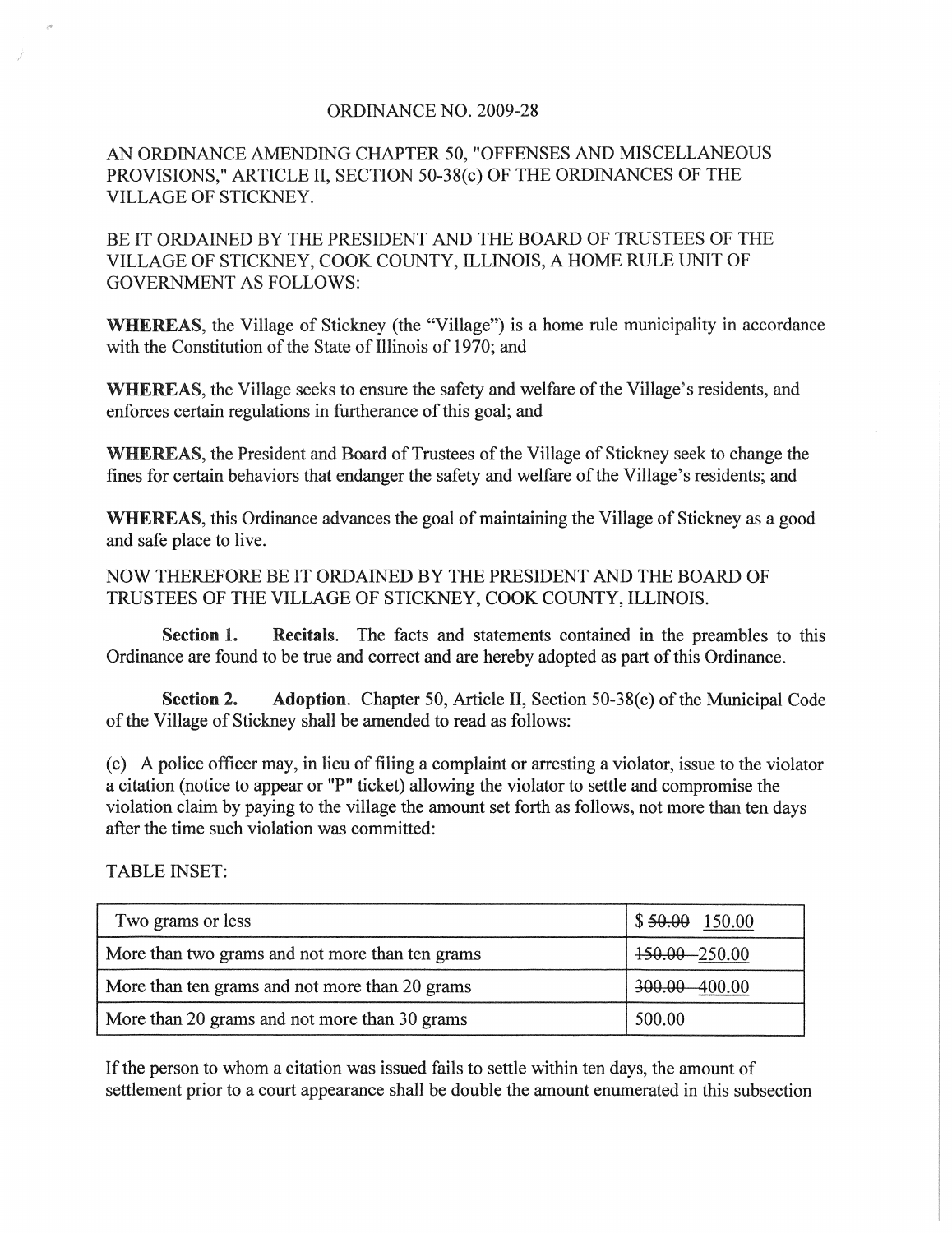ORDINANCE NO. 2009-28

AN ORDINANCE AMENDING CHAPTER 50, "OFFENSES AND MISCELLANEOUS PROVISIONS," ARTICLE II, SECTION 50-38(c) OF THE ORDINANCES OF THE VILLAGE OF STICKNEY.

BE IT ORDAINED BY THE PRESIDENT AND THE BOARD OF TRUSTEES OF THE VILLAGE OF STICKNEY, COOK COUNTY, ILLINOIS, A HOME RULE UNIT OF GOVERNMENT AS FOLLOWS:

**WHEREAS**, the Village of Stickney (the "Village") is a home rule municipality in accordance with the Constitution of the State of Illinois of 1970; and

**WHEREAS**, the Village seeks to ensure the safety and welfare of the Village's residents, and enforces certain regulations in furtherance of this goal; and

**WHEREAS**, the President and Board of Trustees of the Village of Stickney seek to change the fines for certain behaviors that endanger the safety and welfare of the Village's residents; and

**WHEREAS**, this Ordinance advances the goal of maintaining the Village of Stickney as a good and safe place to live.

NOW THEREFORE BE IT ORDAINED BY THE PRESIDENT AND THE BOARD OF TRUSTEES OF THE VILLAGE OF STICKNEY, COOK COUNTY, ILLINOIS.

**Section 1. Recitals**. The facts and statements contained in the preambles to this Ordinance are found to be true and correct and are hereby adopted as part of this Ordinance.

**Section 2. Adoption**. Chapter 50, Article II, Section 50-38(c) of the Municipal Code of the Village of Stickney shall be amended to read as follows:

(c) A police officer may, in lieu of filing a complaint or arresting a violator, issue to the violator a citation (notice to appear or "P" ticket) allowing the violator to settle and compromise the violation claim by paying to the village the amount set forth as follows, not more than ten days after the time such violation was committed:

TABLE INSET:

| Two grams or less | $ ~~50.00~~ 150.00 |
|---|---|
| More than two grams and not more than ten grams | ~~150.00~~ 250.00 |
| More than ten grams and not more than 20 grams | ~~300.00~~ 400.00 |
| More than 20 grams and not more than 30 grams | 500.00 |

If the person to whom a citation was issued fails to settle within ten days, the amount of settlement prior to a court appearance shall be double the amount enumerated in this subsection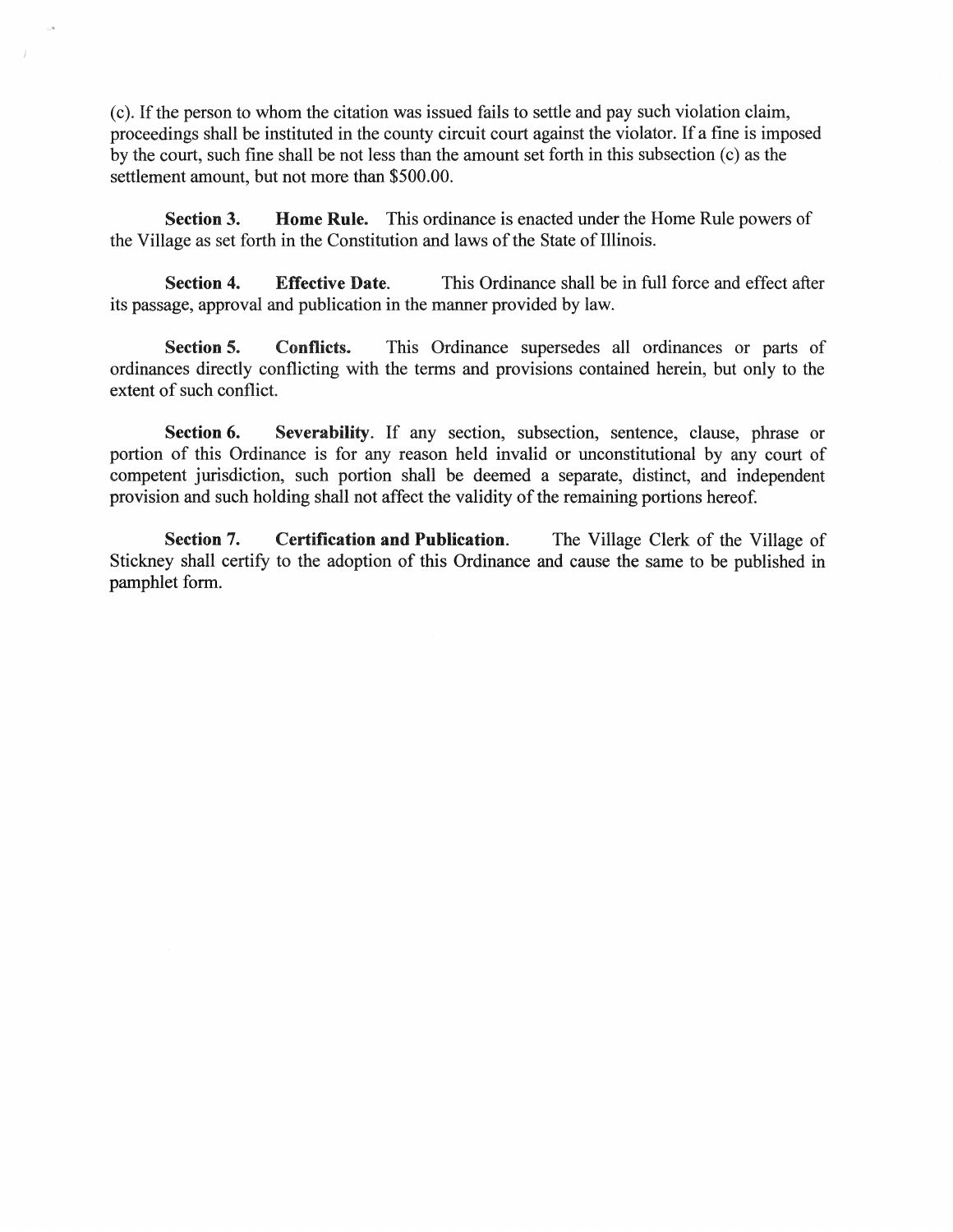(c). If the person to whom the citation was issued fails to settle and pay such violation claim, proceedings shall be instituted in the county circuit court against the violator. If a fine is imposed by the court, such fine shall be not less than the amount set forth in this subsection (c) as the settlement amount, but not more than $500.00.

**Section 3. Home Rule.** This ordinance is enacted under the Home Rule powers of the Village as set forth in the Constitution and laws of the State of Illinois.

**Section 4. Effective Date.** This Ordinance shall be in full force and effect after its passage, approval and publication in the manner provided by law.

**Section 5. Conflicts.** This Ordinance supersedes all ordinances or parts of ordinances directly conflicting with the terms and provisions contained herein, but only to the extent of such conflict.

**Section 6. Severability**. If any section, subsection, sentence, clause, phrase or portion of this Ordinance is for any reason held invalid or unconstitutional by any court of competent jurisdiction, such portion shall be deemed a separate, distinct, and independent provision and such holding shall not affect the validity of the remaining portions hereof.

**Section 7. Certification and Publication**. The Village Clerk of the Village of Stickney shall certify to the adoption of this Ordinance and cause the same to be published in pamphlet form.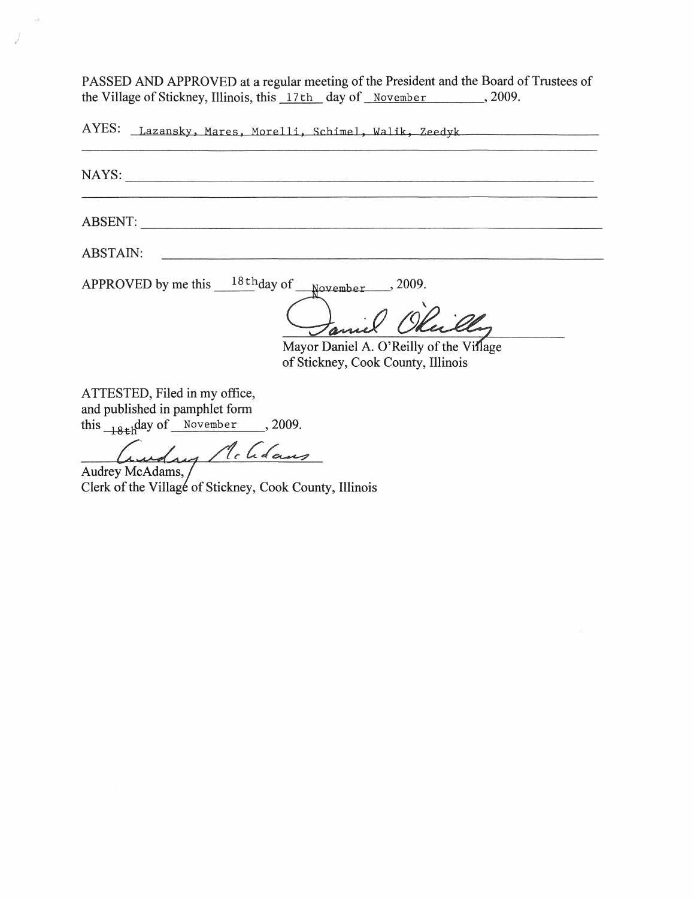PASSED AND APPROVED at a regular meeting of the President and the Board of Trustees of the Village of Stickney, Illinois, this 17th day of November, 2009.

AYES: Lazansky, Mares, Morelli, Schimel, Walik, Zeedyk

NAYS: ______________________

ABSENT: ______________________

ABSTAIN: ______________________

APPROVED by me this 18th day of November, 2009.

Mayor Daniel A. O'Reilly of the Village of Stickney, Cook County, Illinois

ATTESTED, Filed in my office, and published in pamphlet form this 18th day of November, 2009.

Audrey McAdams,
Clerk of the Village of Stickney, Cook County, Illinois